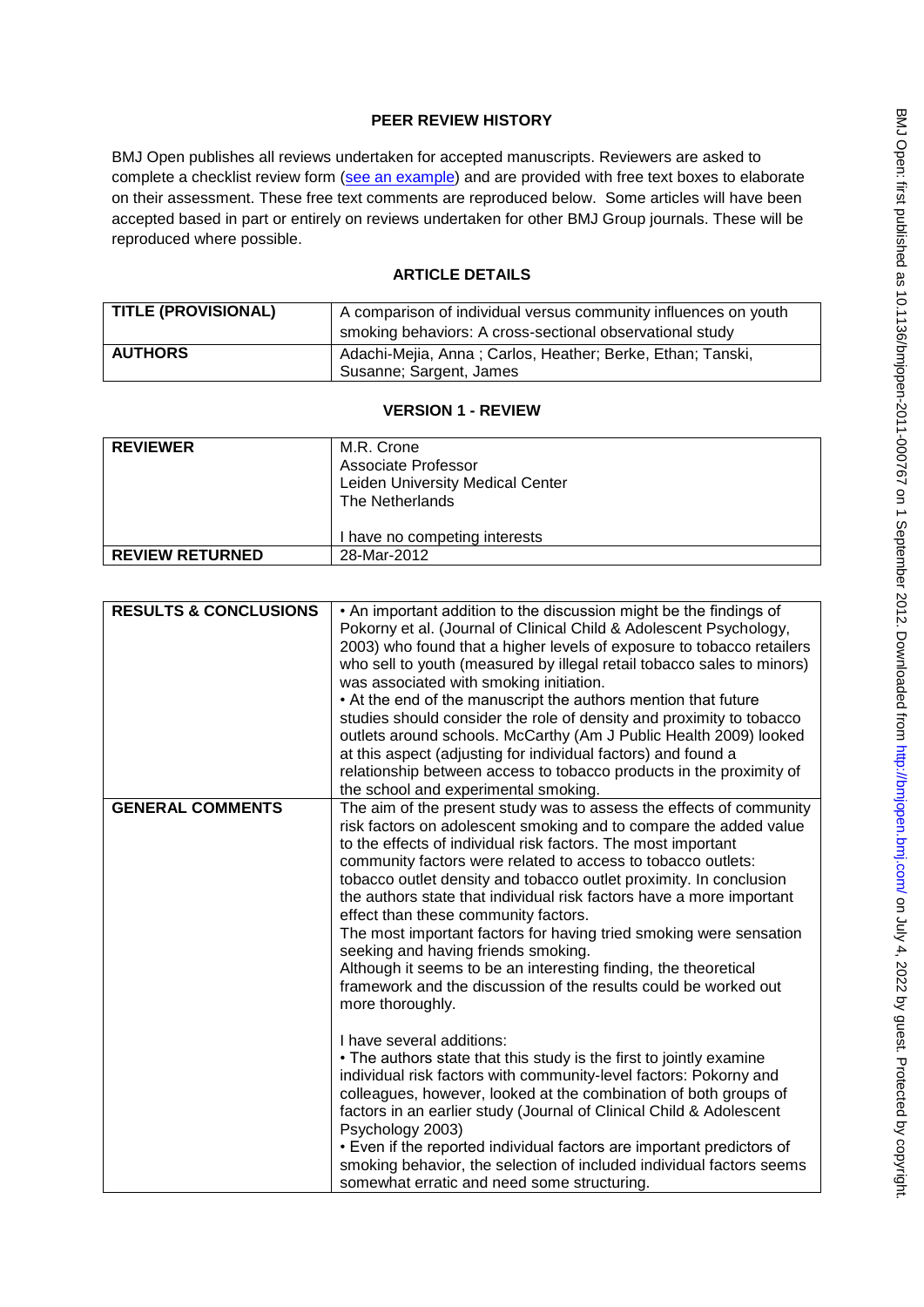## PEER REVIEW HISTORY

BMJ Open publishes all reviews undertaken for accepted manuscripts. Reviewers are asked to complete a checklist review form (see an example) and are provided with free text boxes to elaborate on their assessment. These free text comments are reproduced below. Some articles will have been accepted based in part or entirely on reviews undertaken for other BMJ Group journals. These will be reproduced where possible.

## ARTICLE DETAILS

| | |
|---|---|
| **TITLE (PROVISIONAL)** | A comparison of individual versus community influences on youth smoking behaviors: A cross-sectional observational study |
| **AUTHORS** | Adachi-Mejia, Anna ; Carlos, Heather; Berke, Ethan; Tanski, Susanne; Sargent, James |

## VERSION 1 - REVIEW

| | |
|---|---|
| **REVIEWER** | M.R. Crone<br>Associate Professor<br>Leiden University Medical Center<br>The Netherlands<br><br>I have no competing interests |
| **REVIEW RETURNED** | 28-Mar-2012 |

| | |
|---|---|
| **RESULTS & CONCLUSIONS** | • An important addition to the discussion might be the findings of Pokorny et al. (Journal of Clinical Child & Adolescent Psychology, 2003) who found that a higher levels of exposure to tobacco retailers who sell to youth (measured by illegal retail tobacco sales to minors) was associated with smoking initiation.<br>• At the end of the manuscript the authors mention that future studies should consider the role of density and proximity to tobacco outlets around schools. McCarthy (Am J Public Health 2009) looked at this aspect (adjusting for individual factors) and found a relationship between access to tobacco products in the proximity of the school and experimental smoking. |
| **GENERAL COMMENTS** | The aim of the present study was to assess the effects of community risk factors on adolescent smoking and to compare the added value to the effects of individual risk factors. The most important community factors were related to access to tobacco outlets: tobacco outlet density and tobacco outlet proximity. In conclusion the authors state that individual risk factors have a more important effect than these community factors.<br>The most important factors for having tried smoking were sensation seeking and having friends smoking.<br>Although it seems to be an interesting finding, the theoretical framework and the discussion of the results could be worked out more thoroughly.<br><br>I have several additions:<br>• The authors state that this study is the first to jointly examine individual risk factors with community-level factors: Pokorny and colleagues, however, looked at the combination of both groups of factors in an earlier study (Journal of Clinical Child & Adolescent Psychology 2003)<br>• Even if the reported individual factors are important predictors of smoking behavior, the selection of included individual factors seems somewhat erratic and need some structuring. |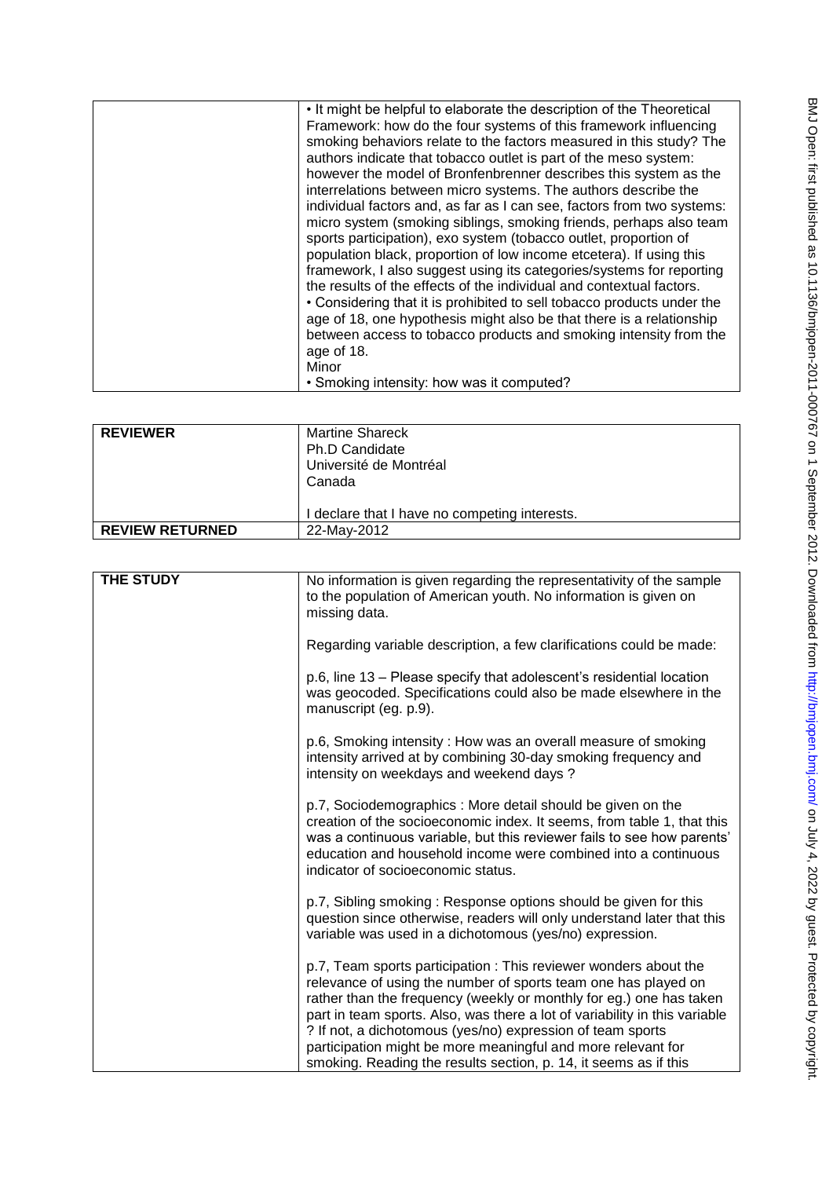|  |  |
| --- | --- |
|  | • It might be helpful to elaborate the description of the Theoretical Framework: how do the four systems of this framework influencing smoking behaviors relate to the factors measured in this study? The authors indicate that tobacco outlet is part of the meso system: however the model of Bronfenbrenner describes this system as the interrelations between micro systems. The authors describe the individual factors and, as far as I can see, factors from two systems: micro system (smoking siblings, smoking friends, perhaps also team sports participation), exo system (tobacco outlet, proportion of population black, proportion of low income etcetera). If using this framework, I also suggest using its categories/systems for reporting the results of the effects of the individual and contextual factors.<br>• Considering that it is prohibited to sell tobacco products under the age of 18, one hypothesis might also be that there is a relationship between access to tobacco products and smoking intensity from the age of 18.<br>Minor<br>• Smoking intensity: how was it computed? |

| **REVIEWER** | Martine Shareck<br>Ph.D Candidate<br>Université de Montréal<br>Canada<br><br>I declare that I have no competing interests. |
| --- | --- |
| **REVIEW RETURNED** | 22-May-2012 |

| **THE STUDY** | No information is given regarding the representativity of the sample to the population of American youth. No information is given on missing data.<br><br>Regarding variable description, a few clarifications could be made:<br><br>p.6, line 13 – Please specify that adolescent's residential location was geocoded. Specifications could also be made elsewhere in the manuscript (eg. p.9).<br><br>p.6, Smoking intensity : How was an overall measure of smoking intensity arrived at by combining 30-day smoking frequency and intensity on weekdays and weekend days ?<br><br>p.7, Sociodemographics : More detail should be given on the creation of the socioeconomic index. It seems, from table 1, that this was a continuous variable, but this reviewer fails to see how parents' education and household income were combined into a continuous indicator of socioeconomic status.<br><br>p.7, Sibling smoking : Response options should be given for this question since otherwise, readers will only understand later that this variable was used in a dichotomous (yes/no) expression.<br><br>p.7, Team sports participation : This reviewer wonders about the relevance of using the number of sports team one has played on rather than the frequency (weekly or monthly for eg.) one has taken part in team sports. Also, was there a lot of variability in this variable ? If not, a dichotomous (yes/no) expression of team sports participation might be more meaningful and more relevant for smoking. Reading the results section, p. 14, it seems as if this |
| --- | --- |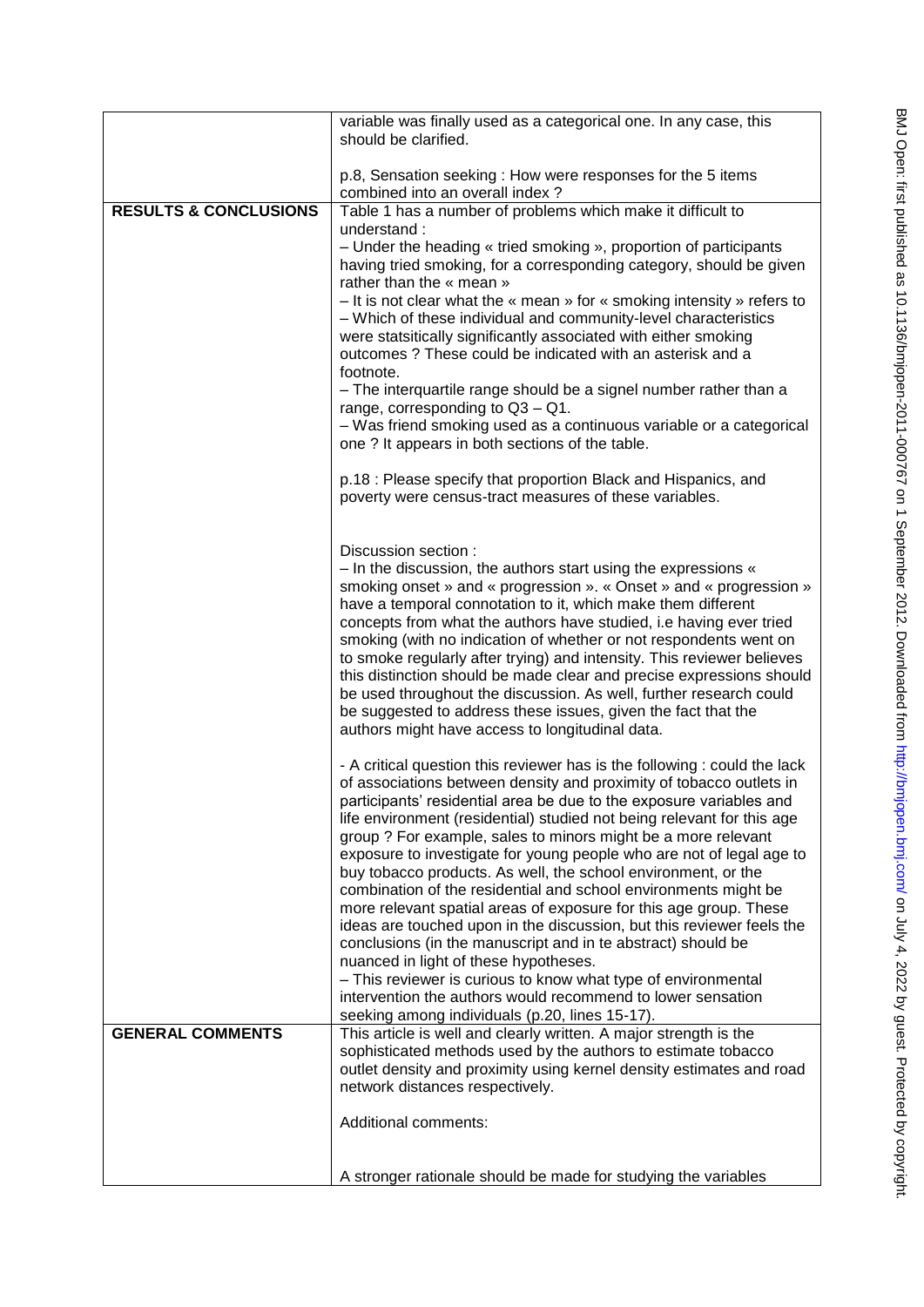| | |
|---|---|
| | variable was finally used as a categorical one. In any case, this should be clarified.<br><br>p.8, Sensation seeking : How were responses for the 5 items combined into an overall index ? |
| **RESULTS & CONCLUSIONS** | Table 1 has a number of problems which make it difficult to understand :<br>– Under the heading « tried smoking », proportion of participants having tried smoking, for a corresponding category, should be given rather than the « mean »<br>– It is not clear what the « mean » for « smoking intensity » refers to<br>– Which of these individual and community-level characteristics were statsitically significantly associated with either smoking outcomes ? These could be indicated with an asterisk and a footnote.<br>– The interquartile range should be a signel number rather than a range, corresponding to Q3 – Q1.<br>– Was friend smoking used as a continuous variable or a categorical one ? It appears in both sections of the table.<br><br>p.18 : Please specify that proportion Black and Hispanics, and poverty were census-tract measures of these variables.<br><br>Discussion section :<br>– In the discussion, the authors start using the expressions « smoking onset » and « progression ». « Onset » and « progression » have a temporal connotation to it, which make them different concepts from what the authors have studied, i.e having ever tried smoking (with no indication of whether or not respondents went on to smoke regularly after trying) and intensity. This reviewer believes this distinction should be made clear and precise expressions should be used throughout the discussion. As well, further research could be suggested to address these issues, given the fact that the authors might have access to longitudinal data.<br><br>- A critical question this reviewer has is the following : could the lack of associations between density and proximity of tobacco outlets in participants' residential area be due to the exposure variables and life environment (residential) studied not being relevant for this age group ? For example, sales to minors might be a more relevant exposure to investigate for young people who are not of legal age to buy tobacco products. As well, the school environment, or the combination of the residential and school environments might be more relevant spatial areas of exposure for this age group. These ideas are touched upon in the discussion, but this reviewer feels the conclusions (in the manuscript and in te abstract) should be nuanced in light of these hypotheses.<br>– This reviewer is curious to know what type of environmental intervention the authors would recommend to lower sensation seeking among individuals (p.20, lines 15-17). |
| **GENERAL COMMENTS** | This article is well and clearly written. A major strength is the sophisticated methods used by the authors to estimate tobacco outlet density and proximity using kernel density estimates and road network distances respectively.<br><br>Additional comments:<br><br>A stronger rationale should be made for studying the variables |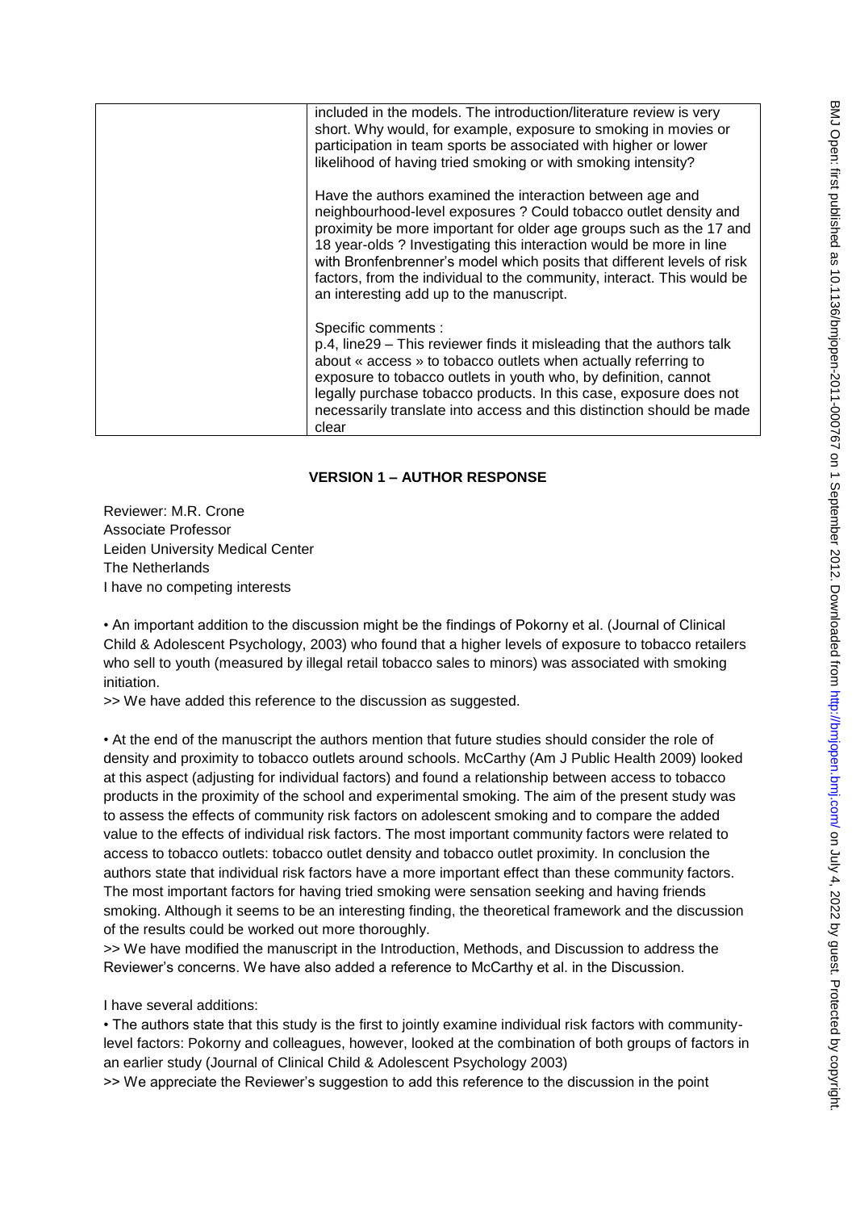| | included in the models. The introduction/literature review is very short. Why would, for example, exposure to smoking in movies or participation in team sports be associated with higher or lower likelihood of having tried smoking or with smoking intensity?<br><br>Have the authors examined the interaction between age and neighbourhood-level exposures ? Could tobacco outlet density and proximity be more important for older age groups such as the 17 and 18 year-olds ? Investigating this interaction would be more in line with Bronfenbrenner's model which posits that different levels of risk factors, from the individual to the community, interact. This would be an interesting add up to the manuscript.<br><br>Specific comments :<br>p.4, line29 – This reviewer finds it misleading that the authors talk about « access » to tobacco outlets when actually referring to exposure to tobacco outlets in youth who, by definition, cannot legally purchase tobacco products. In this case, exposure does not necessarily translate into access and this distinction should be made clear |
|---|---|

## VERSION 1 – AUTHOR RESPONSE

Reviewer: M.R. Crone
Associate Professor
Leiden University Medical Center
The Netherlands
I have no competing interests

• An important addition to the discussion might be the findings of Pokorny et al. (Journal of Clinical Child & Adolescent Psychology, 2003) who found that a higher levels of exposure to tobacco retailers who sell to youth (measured by illegal retail tobacco sales to minors) was associated with smoking initiation.

>> We have added this reference to the discussion as suggested.

• At the end of the manuscript the authors mention that future studies should consider the role of density and proximity to tobacco outlets around schools. McCarthy (Am J Public Health 2009) looked at this aspect (adjusting for individual factors) and found a relationship between access to tobacco products in the proximity of the school and experimental smoking. The aim of the present study was to assess the effects of community risk factors on adolescent smoking and to compare the added value to the effects of individual risk factors. The most important community factors were related to access to tobacco outlets: tobacco outlet density and tobacco outlet proximity. In conclusion the authors state that individual risk factors have a more important effect than these community factors. The most important factors for having tried smoking were sensation seeking and having friends smoking. Although it seems to be an interesting finding, the theoretical framework and the discussion of the results could be worked out more thoroughly.

>> We have modified the manuscript in the Introduction, Methods, and Discussion to address the Reviewer's concerns. We have also added a reference to McCarthy et al. in the Discussion.

I have several additions:

• The authors state that this study is the first to jointly examine individual risk factors with community-level factors: Pokorny and colleagues, however, looked at the combination of both groups of factors in an earlier study (Journal of Clinical Child & Adolescent Psychology 2003)

>> We appreciate the Reviewer's suggestion to add this reference to the discussion in the point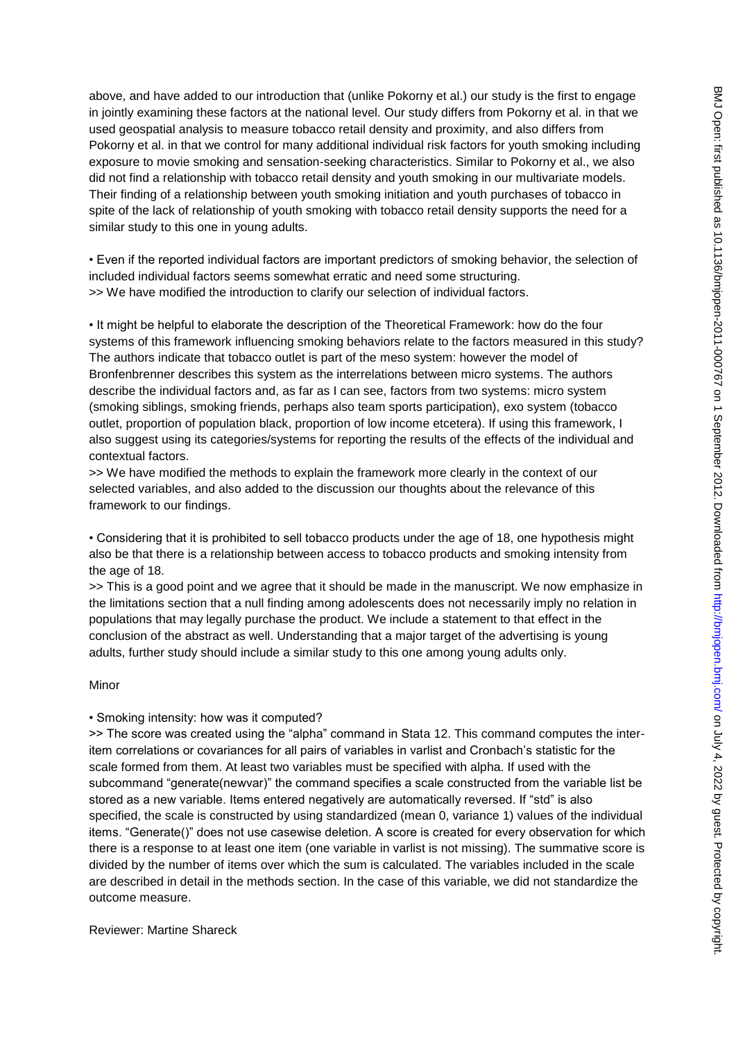above, and have added to our introduction that (unlike Pokorny et al.) our study is the first to engage in jointly examining these factors at the national level. Our study differs from Pokorny et al. in that we used geospatial analysis to measure tobacco retail density and proximity, and also differs from Pokorny et al. in that we control for many additional individual risk factors for youth smoking including exposure to movie smoking and sensation-seeking characteristics. Similar to Pokorny et al., we also did not find a relationship with tobacco retail density and youth smoking in our multivariate models. Their finding of a relationship between youth smoking initiation and youth purchases of tobacco in spite of the lack of relationship of youth smoking with tobacco retail density supports the need for a similar study to this one in young adults.

• Even if the reported individual factors are important predictors of smoking behavior, the selection of included individual factors seems somewhat erratic and need some structuring.
>> We have modified the introduction to clarify our selection of individual factors.

• It might be helpful to elaborate the description of the Theoretical Framework: how do the four systems of this framework influencing smoking behaviors relate to the factors measured in this study? The authors indicate that tobacco outlet is part of the meso system: however the model of Bronfenbrenner describes this system as the interrelations between micro systems. The authors describe the individual factors and, as far as I can see, factors from two systems: micro system (smoking siblings, smoking friends, perhaps also team sports participation), exo system (tobacco outlet, proportion of population black, proportion of low income etcetera). If using this framework, I also suggest using its categories/systems for reporting the results of the effects of the individual and contextual factors.
>> We have modified the methods to explain the framework more clearly in the context of our selected variables, and also added to the discussion our thoughts about the relevance of this framework to our findings.

• Considering that it is prohibited to sell tobacco products under the age of 18, one hypothesis might also be that there is a relationship between access to tobacco products and smoking intensity from the age of 18.
>> This is a good point and we agree that it should be made in the manuscript. We now emphasize in the limitations section that a null finding among adolescents does not necessarily imply no relation in populations that may legally purchase the product. We include a statement to that effect in the conclusion of the abstract as well. Understanding that a major target of the advertising is young adults, further study should include a similar study to this one among young adults only.

Minor

• Smoking intensity: how was it computed?
>> The score was created using the "alpha" command in Stata 12. This command computes the inter-item correlations or covariances for all pairs of variables in varlist and Cronbach's statistic for the scale formed from them. At least two variables must be specified with alpha. If used with the subcommand "generate(newvar)" the command specifies a scale constructed from the variable list be stored as a new variable. Items entered negatively are automatically reversed. If "std" is also specified, the scale is constructed by using standardized (mean 0, variance 1) values of the individual items. "Generate()" does not use casewise deletion. A score is created for every observation for which there is a response to at least one item (one variable in varlist is not missing). The summative score is divided by the number of items over which the sum is calculated. The variables included in the scale are described in detail in the methods section. In the case of this variable, we did not standardize the outcome measure.

Reviewer: Martine Shareck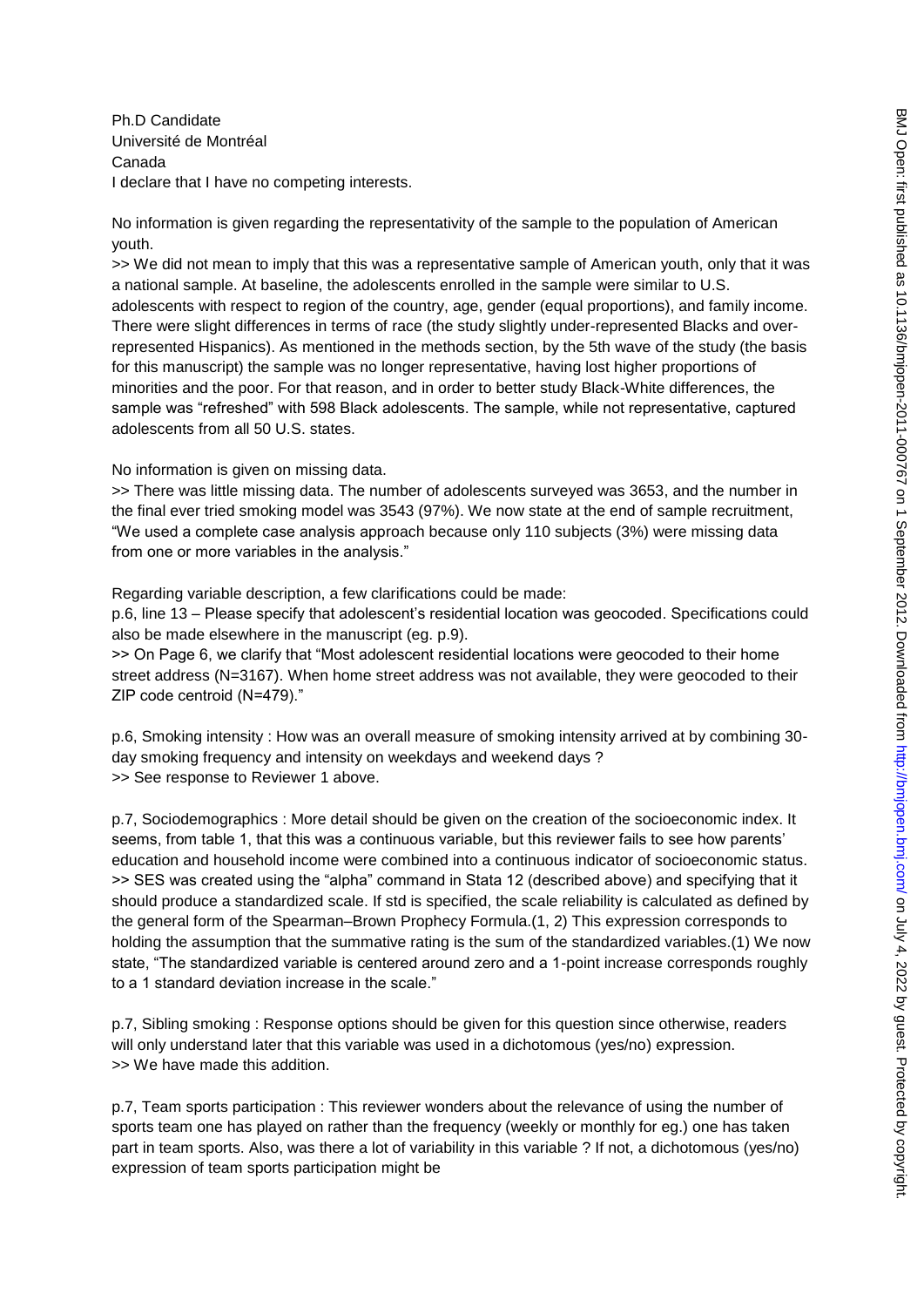Ph.D Candidate
Université de Montréal
Canada
I declare that I have no competing interests.

No information is given regarding the representativity of the sample to the population of American youth.

>> We did not mean to imply that this was a representative sample of American youth, only that it was a national sample. At baseline, the adolescents enrolled in the sample were similar to U.S. adolescents with respect to region of the country, age, gender (equal proportions), and family income. There were slight differences in terms of race (the study slightly under-represented Blacks and over-represented Hispanics). As mentioned in the methods section, by the 5th wave of the study (the basis for this manuscript) the sample was no longer representative, having lost higher proportions of minorities and the poor. For that reason, and in order to better study Black-White differences, the sample was "refreshed" with 598 Black adolescents. The sample, while not representative, captured adolescents from all 50 U.S. states.

No information is given on missing data.

>> There was little missing data. The number of adolescents surveyed was 3653, and the number in the final ever tried smoking model was 3543 (97%). We now state at the end of sample recruitment, "We used a complete case analysis approach because only 110 subjects (3%) were missing data from one or more variables in the analysis."

Regarding variable description, a few clarifications could be made:

p.6, line 13 – Please specify that adolescent's residential location was geocoded. Specifications could also be made elsewhere in the manuscript (eg. p.9).

>> On Page 6, we clarify that "Most adolescent residential locations were geocoded to their home street address (N=3167). When home street address was not available, they were geocoded to their ZIP code centroid (N=479)."

p.6, Smoking intensity : How was an overall measure of smoking intensity arrived at by combining 30-day smoking frequency and intensity on weekdays and weekend days ?

>> See response to Reviewer 1 above.

p.7, Sociodemographics : More detail should be given on the creation of the socioeconomic index. It seems, from table 1, that this was a continuous variable, but this reviewer fails to see how parents' education and household income were combined into a continuous indicator of socioeconomic status.

>> SES was created using the "alpha" command in Stata 12 (described above) and specifying that it should produce a standardized scale. If std is specified, the scale reliability is calculated as defined by the general form of the Spearman–Brown Prophecy Formula.(1, 2) This expression corresponds to holding the assumption that the summative rating is the sum of the standardized variables.(1) We now state, "The standardized variable is centered around zero and a 1-point increase corresponds roughly to a 1 standard deviation increase in the scale."

p.7, Sibling smoking : Response options should be given for this question since otherwise, readers will only understand later that this variable was used in a dichotomous (yes/no) expression.

>> We have made this addition.

p.7, Team sports participation : This reviewer wonders about the relevance of using the number of sports team one has played on rather than the frequency (weekly or monthly for eg.) one has taken part in team sports. Also, was there a lot of variability in this variable ? If not, a dichotomous (yes/no) expression of team sports participation might be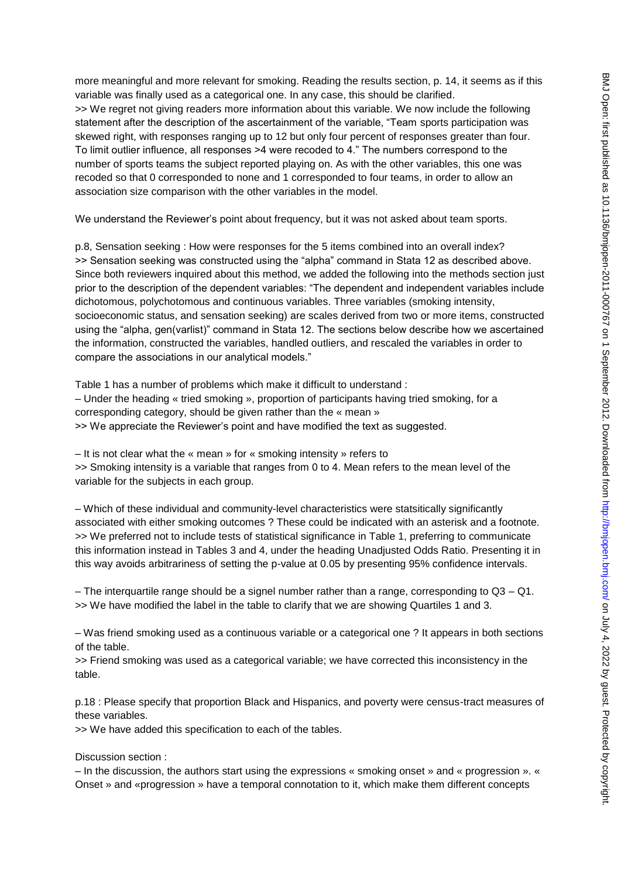more meaningful and more relevant for smoking. Reading the results section, p. 14, it seems as if this variable was finally used as a categorical one. In any case, this should be clarified.
>> We regret not giving readers more information about this variable. We now include the following statement after the description of the ascertainment of the variable, "Team sports participation was skewed right, with responses ranging up to 12 but only four percent of responses greater than four. To limit outlier influence, all responses >4 were recoded to 4." The numbers correspond to the number of sports teams the subject reported playing on. As with the other variables, this one was recoded so that 0 corresponded to none and 1 corresponded to four teams, in order to allow an association size comparison with the other variables in the model.

We understand the Reviewer's point about frequency, but it was not asked about team sports.

p.8, Sensation seeking : How were responses for the 5 items combined into an overall index?
>> Sensation seeking was constructed using the "alpha" command in Stata 12 as described above. Since both reviewers inquired about this method, we added the following into the methods section just prior to the description of the dependent variables: "The dependent and independent variables include dichotomous, polychotomous and continuous variables. Three variables (smoking intensity, socioeconomic status, and sensation seeking) are scales derived from two or more items, constructed using the "alpha, gen(varlist)" command in Stata 12. The sections below describe how we ascertained the information, constructed the variables, handled outliers, and rescaled the variables in order to compare the associations in our analytical models."

Table 1 has a number of problems which make it difficult to understand :
– Under the heading « tried smoking », proportion of participants having tried smoking, for a corresponding category, should be given rather than the « mean »
>> We appreciate the Reviewer's point and have modified the text as suggested.

– It is not clear what the « mean » for « smoking intensity » refers to
>> Smoking intensity is a variable that ranges from 0 to 4. Mean refers to the mean level of the variable for the subjects in each group.

– Which of these individual and community-level characteristics were statsitically significantly associated with either smoking outcomes ? These could be indicated with an asterisk and a footnote.
>> We preferred not to include tests of statistical significance in Table 1, preferring to communicate this information instead in Tables 3 and 4, under the heading Unadjusted Odds Ratio. Presenting it in this way avoids arbitrariness of setting the p-value at 0.05 by presenting 95% confidence intervals.

– The interquartile range should be a signel number rather than a range, corresponding to Q3 – Q1.
>> We have modified the label in the table to clarify that we are showing Quartiles 1 and 3.

– Was friend smoking used as a continuous variable or a categorical one ? It appears in both sections of the table.
>> Friend smoking was used as a categorical variable; we have corrected this inconsistency in the table.

p.18 : Please specify that proportion Black and Hispanics, and poverty were census-tract measures of these variables.
>> We have added this specification to each of the tables.

Discussion section :
– In the discussion, the authors start using the expressions « smoking onset » and « progression ». « Onset » and «progression » have a temporal connotation to it, which make them different concepts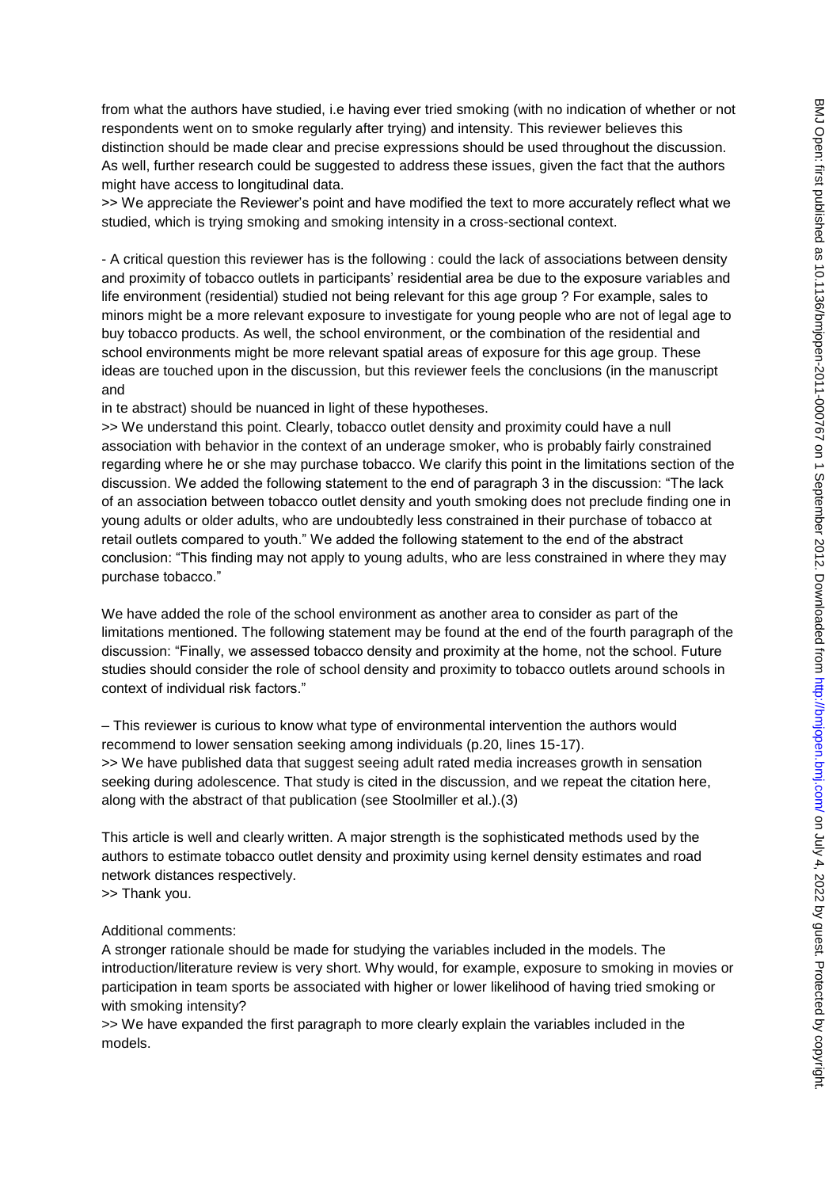from what the authors have studied, i.e having ever tried smoking (with no indication of whether or not respondents went on to smoke regularly after trying) and intensity. This reviewer believes this distinction should be made clear and precise expressions should be used throughout the discussion. As well, further research could be suggested to address these issues, given the fact that the authors might have access to longitudinal data.

>> We appreciate the Reviewer's point and have modified the text to more accurately reflect what we studied, which is trying smoking and smoking intensity in a cross-sectional context.

- A critical question this reviewer has is the following : could the lack of associations between density and proximity of tobacco outlets in participants' residential area be due to the exposure variables and life environment (residential) studied not being relevant for this age group ? For example, sales to minors might be a more relevant exposure to investigate for young people who are not of legal age to buy tobacco products. As well, the school environment, or the combination of the residential and school environments might be more relevant spatial areas of exposure for this age group. These ideas are touched upon in the discussion, but this reviewer feels the conclusions (in the manuscript and
in te abstract) should be nuanced in light of these hypotheses.

>> We understand this point. Clearly, tobacco outlet density and proximity could have a null association with behavior in the context of an underage smoker, who is probably fairly constrained regarding where he or she may purchase tobacco. We clarify this point in the limitations section of the discussion. We added the following statement to the end of paragraph 3 in the discussion: "The lack of an association between tobacco outlet density and youth smoking does not preclude finding one in young adults or older adults, who are undoubtedly less constrained in their purchase of tobacco at retail outlets compared to youth." We added the following statement to the end of the abstract conclusion: "This finding may not apply to young adults, who are less constrained in where they may purchase tobacco."

We have added the role of the school environment as another area to consider as part of the limitations mentioned. The following statement may be found at the end of the fourth paragraph of the discussion: "Finally, we assessed tobacco density and proximity at the home, not the school. Future studies should consider the role of school density and proximity to tobacco outlets around schools in context of individual risk factors."

– This reviewer is curious to know what type of environmental intervention the authors would recommend to lower sensation seeking among individuals (p.20, lines 15-17).

>> We have published data that suggest seeing adult rated media increases growth in sensation seeking during adolescence. That study is cited in the discussion, and we repeat the citation here, along with the abstract of that publication (see Stoolmiller et al.).(3)

This article is well and clearly written. A major strength is the sophisticated methods used by the authors to estimate tobacco outlet density and proximity using kernel density estimates and road network distances respectively.

>> Thank you.

Additional comments:

A stronger rationale should be made for studying the variables included in the models. The introduction/literature review is very short. Why would, for example, exposure to smoking in movies or participation in team sports be associated with higher or lower likelihood of having tried smoking or with smoking intensity?

>> We have expanded the first paragraph to more clearly explain the variables included in the models.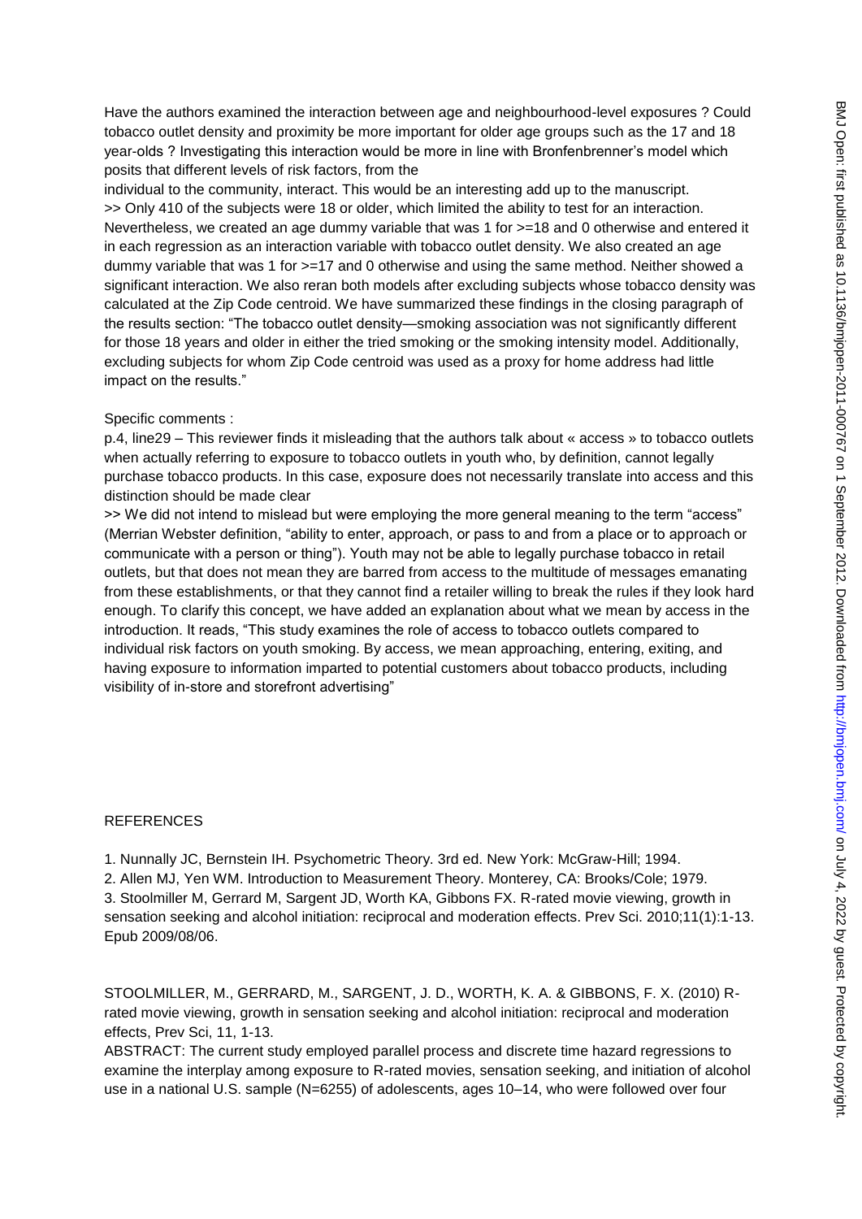Have the authors examined the interaction between age and neighbourhood-level exposures ? Could tobacco outlet density and proximity be more important for older age groups such as the 17 and 18 year-olds ? Investigating this interaction would be more in line with Bronfenbrenner's model which posits that different levels of risk factors, from the individual to the community, interact. This would be an interesting add up to the manuscript.

>> Only 410 of the subjects were 18 or older, which limited the ability to test for an interaction. Nevertheless, we created an age dummy variable that was 1 for >=18 and 0 otherwise and entered it in each regression as an interaction variable with tobacco outlet density. We also created an age dummy variable that was 1 for >=17 and 0 otherwise and using the same method. Neither showed a significant interaction. We also reran both models after excluding subjects whose tobacco density was calculated at the Zip Code centroid. We have summarized these findings in the closing paragraph of the results section: "The tobacco outlet density—smoking association was not significantly different for those 18 years and older in either the tried smoking or the smoking intensity model. Additionally, excluding subjects for whom Zip Code centroid was used as a proxy for home address had little impact on the results."

Specific comments :

p.4, line29 – This reviewer finds it misleading that the authors talk about « access » to tobacco outlets when actually referring to exposure to tobacco outlets in youth who, by definition, cannot legally purchase tobacco products. In this case, exposure does not necessarily translate into access and this distinction should be made clear

>> We did not intend to mislead but were employing the more general meaning to the term "access" (Merrian Webster definition, "ability to enter, approach, or pass to and from a place or to approach or communicate with a person or thing"). Youth may not be able to legally purchase tobacco in retail outlets, but that does not mean they are barred from access to the multitude of messages emanating from these establishments, or that they cannot find a retailer willing to break the rules if they look hard enough. To clarify this concept, we have added an explanation about what we mean by access in the introduction. It reads, "This study examines the role of access to tobacco outlets compared to individual risk factors on youth smoking. By access, we mean approaching, entering, exiting, and having exposure to information imparted to potential customers about tobacco products, including visibility of in-store and storefront advertising"

REFERENCES

1. Nunnally JC, Bernstein IH. Psychometric Theory. 3rd ed. New York: McGraw-Hill; 1994.
2. Allen MJ, Yen WM. Introduction to Measurement Theory. Monterey, CA: Brooks/Cole; 1979.
3. Stoolmiller M, Gerrard M, Sargent JD, Worth KA, Gibbons FX. R-rated movie viewing, growth in sensation seeking and alcohol initiation: reciprocal and moderation effects. Prev Sci. 2010;11(1):1-13. Epub 2009/08/06.

STOOLMILLER, M., GERRARD, M., SARGENT, J. D., WORTH, K. A. & GIBBONS, F. X. (2010) R-rated movie viewing, growth in sensation seeking and alcohol initiation: reciprocal and moderation effects, Prev Sci, 11, 1-13.

ABSTRACT: The current study employed parallel process and discrete time hazard regressions to examine the interplay among exposure to R-rated movies, sensation seeking, and initiation of alcohol use in a national U.S. sample (N=6255) of adolescents, ages 10–14, who were followed over four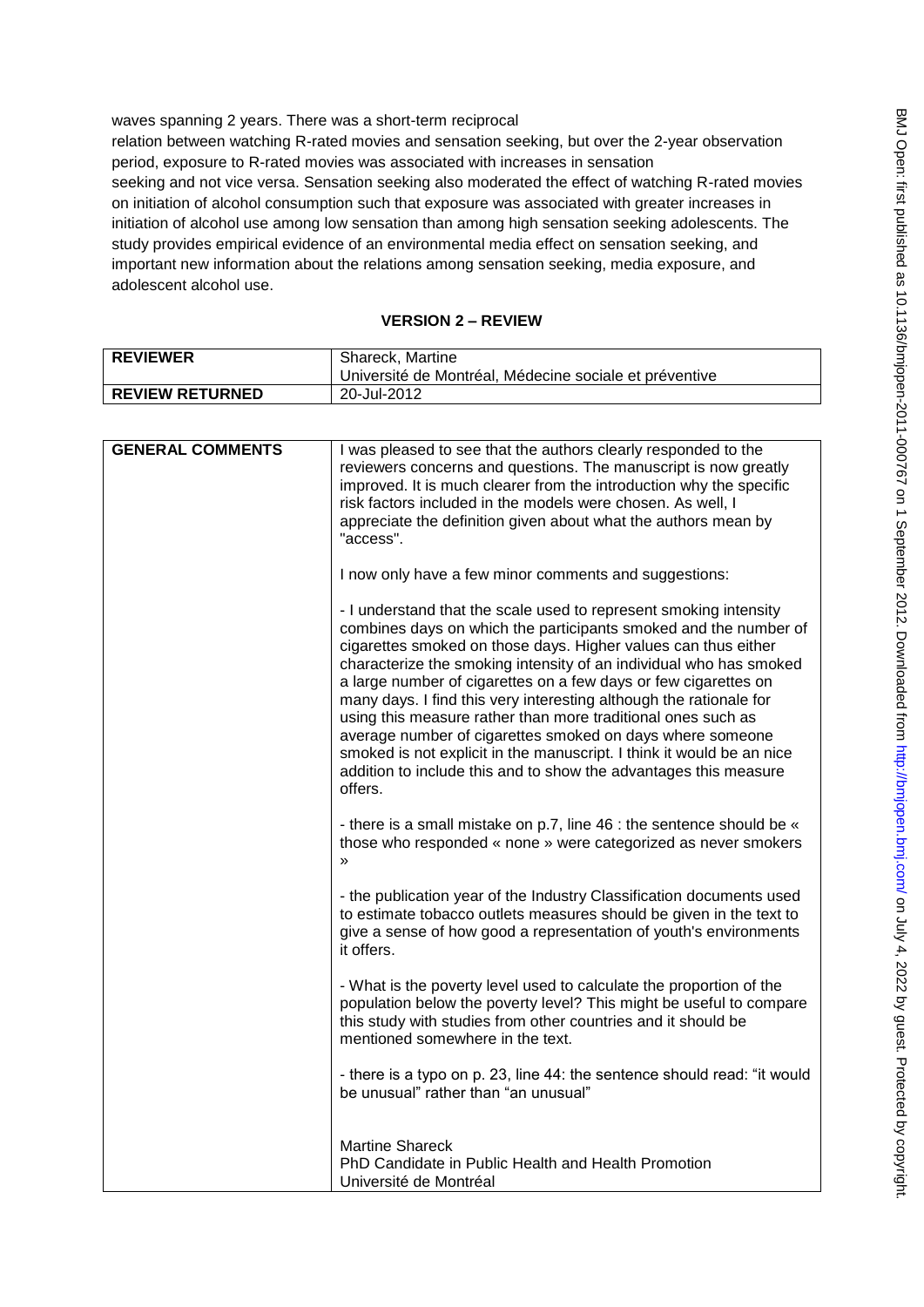waves spanning 2 years. There was a short-term reciprocal relation between watching R-rated movies and sensation seeking, but over the 2-year observation period, exposure to R-rated movies was associated with increases in sensation seeking and not vice versa. Sensation seeking also moderated the effect of watching R-rated movies on initiation of alcohol consumption such that exposure was associated with greater increases in initiation of alcohol use among low sensation than among high sensation seeking adolescents. The study provides empirical evidence of an environmental media effect on sensation seeking, and important new information about the relations among sensation seeking, media exposure, and adolescent alcohol use.

## VERSION 2 – REVIEW

| REVIEWER | Shareck, Martine<br>Université de Montréal, Médecine sociale et préventive |
|---|---|
| REVIEW RETURNED | 20-Jul-2012 |

| GENERAL COMMENTS | I was pleased to see that the authors clearly responded to the reviewers concerns and questions. The manuscript is now greatly improved. It is much clearer from the introduction why the specific risk factors included in the models were chosen. As well, I appreciate the definition given about what the authors mean by "access".<br><br>I now only have a few minor comments and suggestions:<br><br>- I understand that the scale used to represent smoking intensity combines days on which the participants smoked and the number of cigarettes smoked on those days. Higher values can thus either characterize the smoking intensity of an individual who has smoked a large number of cigarettes on a few days or few cigarettes on many days. I find this very interesting although the rationale for using this measure rather than more traditional ones such as average number of cigarettes smoked on days where someone smoked is not explicit in the manuscript. I think it would be an nice addition to include this and to show the advantages this measure offers.<br><br>- there is a small mistake on p.7, line 46 : the sentence should be « those who responded « none » were categorized as never smokers »<br><br>- the publication year of the Industry Classification documents used to estimate tobacco outlets measures should be given in the text to give a sense of how good a representation of youth's environments it offers.<br><br>- What is the poverty level used to calculate the proportion of the population below the poverty level? This might be useful to compare this study with studies from other countries and it should be mentioned somewhere in the text.<br><br>- there is a typo on p. 23, line 44: the sentence should read: "it would be unusual" rather than "an unusual"<br><br><br>Martine Shareck<br>PhD Candidate in Public Health and Health Promotion<br>Université de Montréal |
|---|---|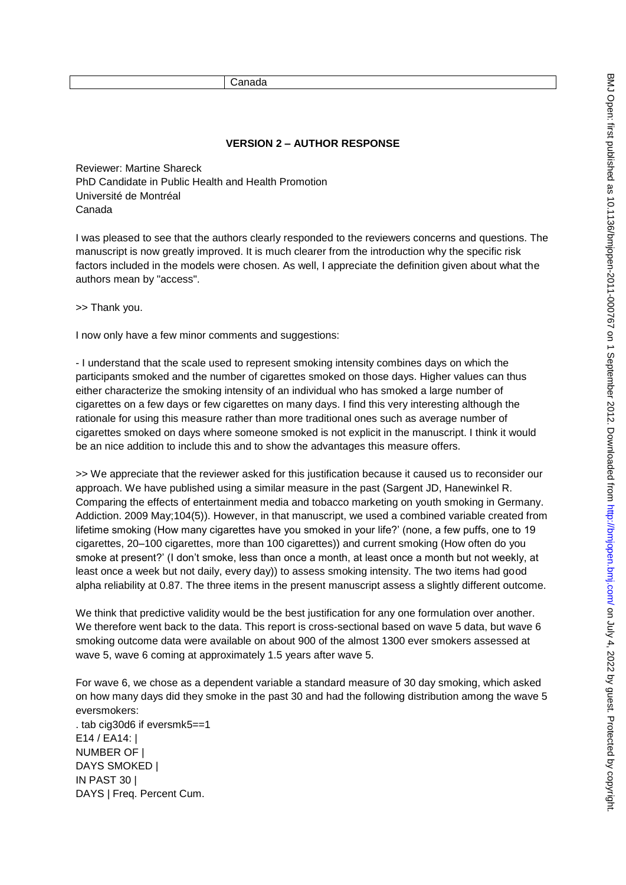| | Canada |
|---|---|

**VERSION 2 – AUTHOR RESPONSE**

Reviewer: Martine Shareck
PhD Candidate in Public Health and Health Promotion
Université de Montréal
Canada

I was pleased to see that the authors clearly responded to the reviewers concerns and questions. The manuscript is now greatly improved. It is much clearer from the introduction why the specific risk factors included in the models were chosen. As well, I appreciate the definition given about what the authors mean by "access".

>> Thank you.

I now only have a few minor comments and suggestions:

- I understand that the scale used to represent smoking intensity combines days on which the participants smoked and the number of cigarettes smoked on those days. Higher values can thus either characterize the smoking intensity of an individual who has smoked a large number of cigarettes on a few days or few cigarettes on many days. I find this very interesting although the rationale for using this measure rather than more traditional ones such as average number of cigarettes smoked on days where someone smoked is not explicit in the manuscript. I think it would be an nice addition to include this and to show the advantages this measure offers.

>> We appreciate that the reviewer asked for this justification because it caused us to reconsider our approach. We have published using a similar measure in the past (Sargent JD, Hanewinkel R. Comparing the effects of entertainment media and tobacco marketing on youth smoking in Germany. Addiction. 2009 May;104(5)). However, in that manuscript, we used a combined variable created from lifetime smoking (How many cigarettes have you smoked in your life?' (none, a few puffs, one to 19 cigarettes, 20–100 cigarettes, more than 100 cigarettes)) and current smoking (How often do you smoke at present?' (I don't smoke, less than once a month, at least once a month but not weekly, at least once a week but not daily, every day)) to assess smoking intensity. The two items had good alpha reliability at 0.87. The three items in the present manuscript assess a slightly different outcome.

We think that predictive validity would be the best justification for any one formulation over another. We therefore went back to the data. This report is cross-sectional based on wave 5 data, but wave 6 smoking outcome data were available on about 900 of the almost 1300 ever smokers assessed at wave 5, wave 6 coming at approximately 1.5 years after wave 5.

For wave 6, we chose as a dependent variable a standard measure of 30 day smoking, which asked on how many days did they smoke in the past 30 and had the following distribution among the wave 5 eversmokers:

```
. tab cig30d6 if eversmk5==1
E14 / EA14: |
NUMBER OF |
DAYS SMOKED |
IN PAST 30 |
DAYS | Freq. Percent Cum.
```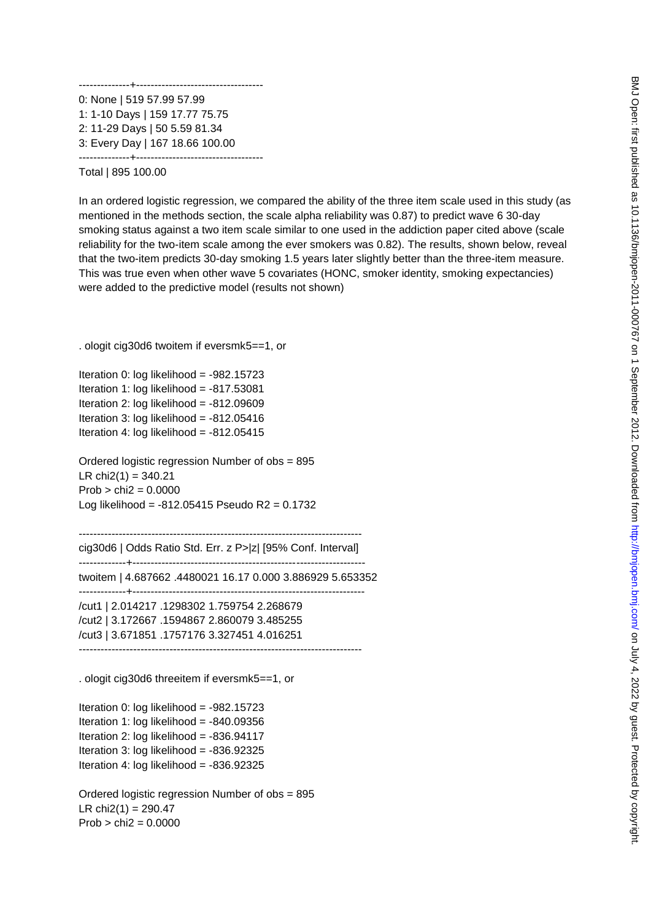```
--------------+-----------------------------------
0: None | 519 57.99 57.99
1: 1-10 Days | 159 17.77 75.75
2: 11-29 Days | 50 5.59 81.34
3: Every Day | 167 18.66 100.00
--------------+-----------------------------------
Total | 895 100.00
```

In an ordered logistic regression, we compared the ability of the three item scale used in this study (as mentioned in the methods section, the scale alpha reliability was 0.87) to predict wave 6 30-day smoking status against a two item scale similar to one used in the addiction paper cited above (scale reliability for the two-item scale among the ever smokers was 0.82). The results, shown below, reveal that the two-item predicts 30-day smoking 1.5 years later slightly better than the three-item measure. This was true even when other wave 5 covariates (HONC, smoker identity, smoking expectancies) were added to the predictive model (results not shown)

```
. ologit cig30d6 twoitem if eversmk5==1, or

Iteration 0: log likelihood = -982.15723
Iteration 1: log likelihood = -817.53081
Iteration 2: log likelihood = -812.09609
Iteration 3: log likelihood = -812.05416
Iteration 4: log likelihood = -812.05415

Ordered logistic regression Number of obs = 895
LR chi2(1) = 340.21
Prob > chi2 = 0.0000
Log likelihood = -812.05415 Pseudo R2 = 0.1732

------------------------------------------------------------------------------
cig30d6 | Odds Ratio Std. Err. z P>|z| [95% Conf. Interval]
-------------+----------------------------------------------------------------
twoitem | 4.687662 .4480021 16.17 0.000 3.886929 5.653352
-------------+----------------------------------------------------------------
/cut1 | 2.014217 .1298302 1.759754 2.268679
/cut2 | 3.172667 .1594867 2.860079 3.485255
/cut3 | 3.671851 .1757176 3.327451 4.016251
------------------------------------------------------------------------------

. ologit cig30d6 threeitem if eversmk5==1, or

Iteration 0: log likelihood = -982.15723
Iteration 1: log likelihood = -840.09356
Iteration 2: log likelihood = -836.94117
Iteration 3: log likelihood = -836.92325
Iteration 4: log likelihood = -836.92325

Ordered logistic regression Number of obs = 895
LR chi2(1) = 290.47
Prob > chi2 = 0.0000
```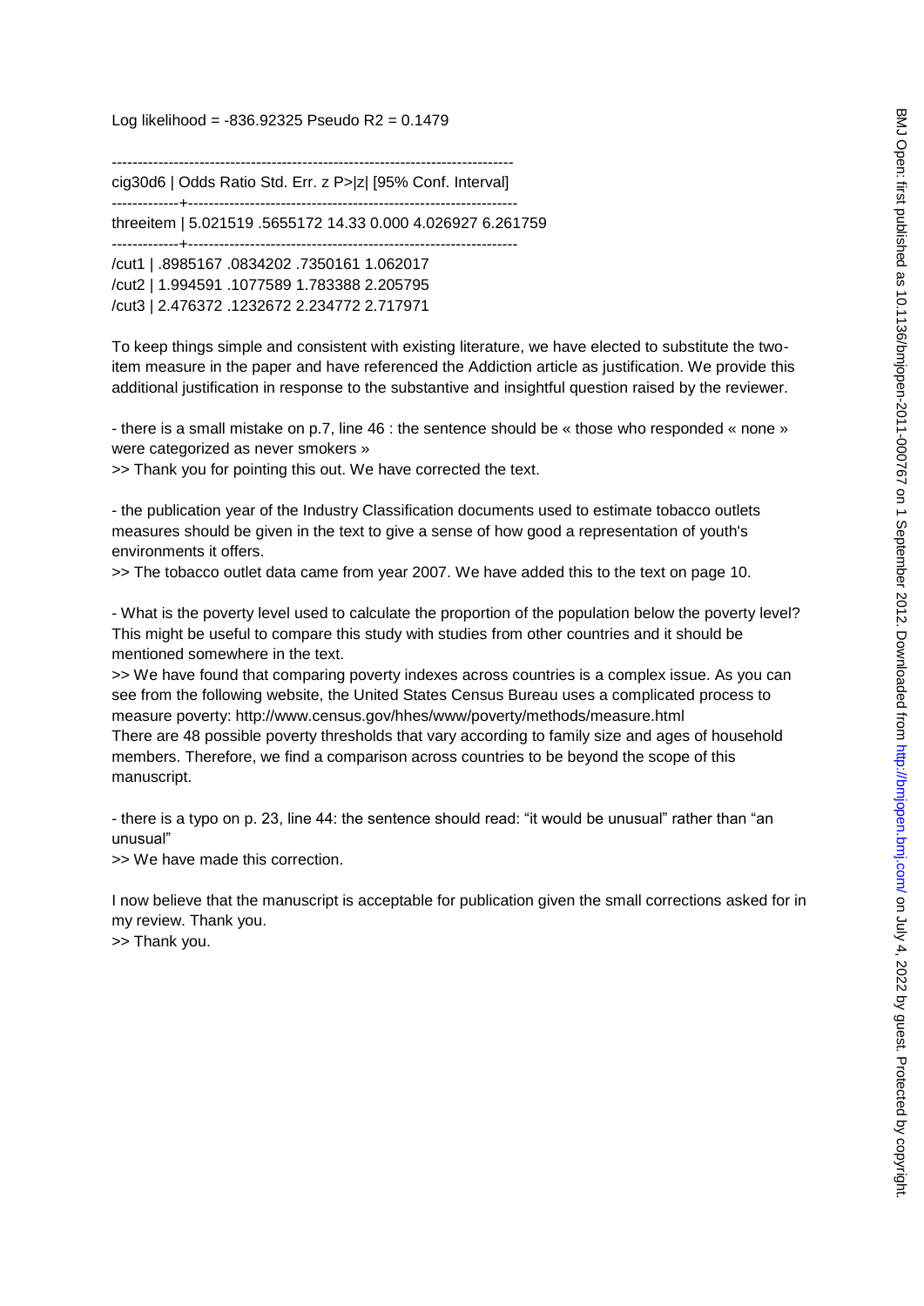Log likelihood = -836.92325 Pseudo R2 = 0.1479

```
------------------------------------------------------------------------------
cig30d6 | Odds Ratio Std. Err. z P>|z| [95% Conf. Interval]
-------------+----------------------------------------------------------------
threeitem | 5.021519 .5655172 14.33 0.000 4.026927 6.261759
-------------+----------------------------------------------------------------
/cut1 | .8985167 .0834202 .7350161 1.062017
/cut2 | 1.994591 .1077589 1.783388 2.205795
/cut3 | 2.476372 .1232672 2.234772 2.717971
```

To keep things simple and consistent with existing literature, we have elected to substitute the two-item measure in the paper and have referenced the Addiction article as justification. We provide this additional justification in response to the substantive and insightful question raised by the reviewer.

- there is a small mistake on p.7, line 46 : the sentence should be « those who responded « none » were categorized as never smokers »

>> Thank you for pointing this out. We have corrected the text.

- the publication year of the Industry Classification documents used to estimate tobacco outlets measures should be given in the text to give a sense of how good a representation of youth's environments it offers.

>> The tobacco outlet data came from year 2007. We have added this to the text on page 10.

- What is the poverty level used to calculate the proportion of the population below the poverty level? This might be useful to compare this study with studies from other countries and it should be mentioned somewhere in the text.

>> We have found that comparing poverty indexes across countries is a complex issue. As you can see from the following website, the United States Census Bureau uses a complicated process to measure poverty: http://www.census.gov/hhes/www/poverty/methods/measure.html
There are 48 possible poverty thresholds that vary according to family size and ages of household members. Therefore, we find a comparison across countries to be beyond the scope of this manuscript.

- there is a typo on p. 23, line 44: the sentence should read: "it would be unusual" rather than "an unusual"

>> We have made this correction.

I now believe that the manuscript is acceptable for publication given the small corrections asked for in my review. Thank you.

>> Thank you.